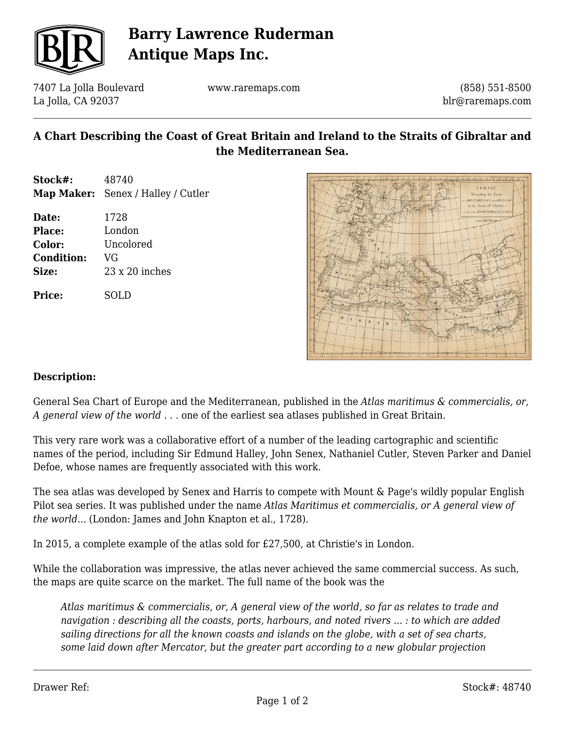# Barry Lawrence Ruderman Antique Maps Inc.

7407 La Jolla Boulevard
La Jolla, CA 92037

www.raremaps.com

(858) 551-8500
blr@raremaps.com

## A Chart Describing the Coast of Great Britain and Ireland to the Straits of Gibraltar and the Mediterranean Sea.

**Stock#:** 48740
**Map Maker:** Senex / Halley / Cutler

**Date:** 1728
**Place:** London
**Color:** Uncolored
**Condition:** VG
**Size:** 23 x 20 inches

**Price:** SOLD

**Description:**

General Sea Chart of Europe and the Mediterranean, published in the *Atlas maritimus & commercialis, or, A general view of the world . . .* one of the earliest sea atlases published in Great Britain.

This very rare work was a collaborative effort of a number of the leading cartographic and scientific names of the period, including Sir Edmund Halley, John Senex, Nathaniel Cutler, Steven Parker and Daniel Defoe, whose names are frequently associated with this work.

The sea atlas was developed by Senex and Harris to compete with Mount & Page's wildly popular English Pilot sea series. It was published under the name *Atlas Maritimus et commercialis, or A general view of the world...* (London: James and John Knapton et al., 1728).

In 2015, a complete example of the atlas sold for £27,500, at Christie's in London.

While the collaboration was impressive, the atlas never achieved the same commercial success. As such, the maps are quite scarce on the market. The full name of the book was the

> *Atlas maritimus & commercialis, or, A general view of the world, so far as relates to trade and navigation : describing all the coasts, ports, harbours, and noted rivers ... : to which are added sailing directions for all the known coasts and islands on the globe, with a set of sea charts, some laid down after Mercator, but the greater part according to a new globular projection*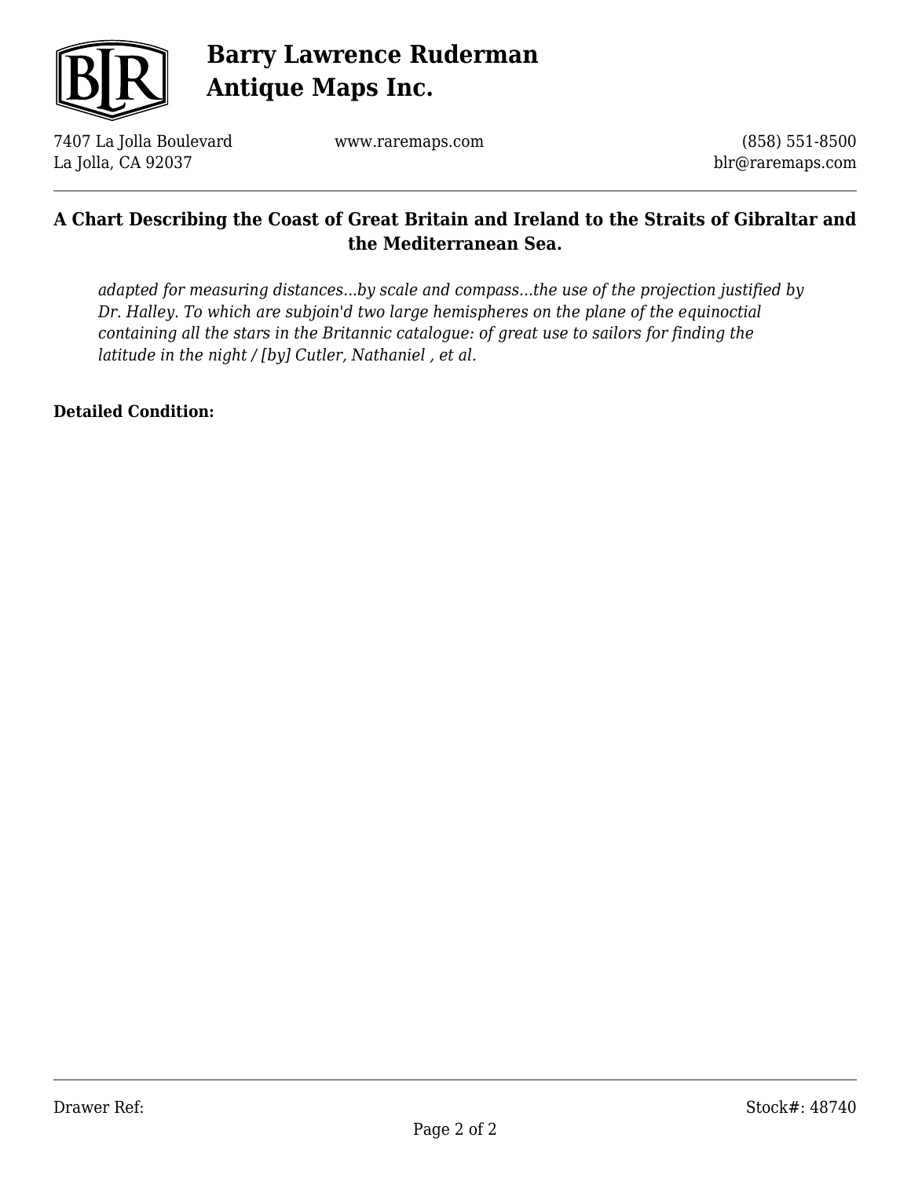## A Chart Describing the Coast of Great Britain and Ireland to the Straits of Gibraltar and the Mediterranean Sea.

*adapted for measuring distances...by scale and compass...the use of the projection justified by Dr. Halley. To which are subjoin'd two large hemispheres on the plane of the equinoctial containing all the stars in the Britannic catalogue: of great use to sailors for finding the latitude in the night / [by] Cutler, Nathaniel , et al.*

**Detailed Condition:**

Drawer Ref:

Stock#: 48740